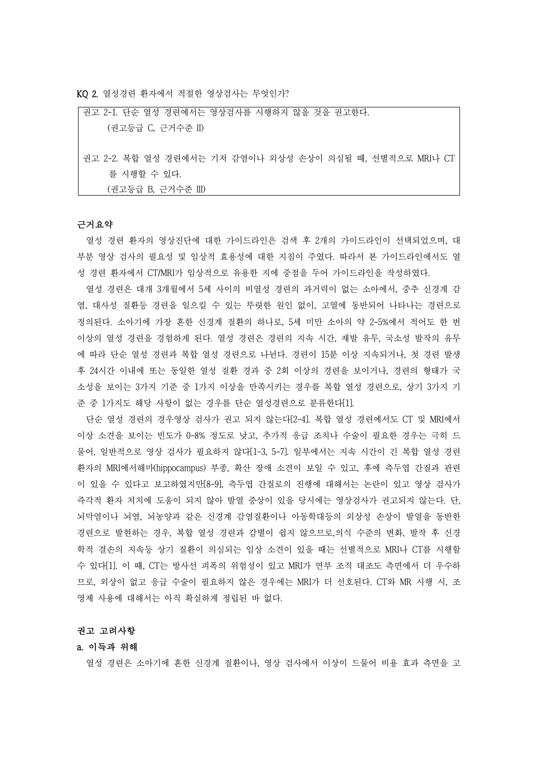**KQ 2.** 열성경련 환자에서 적절한 영상검사는 무엇인가?

> 권고 2-1. 단순 열성 경련에서는 영상검사를 시행하지 않을 것을 권고한다.
> (권고등급 C, 근거수준 Ⅱ)
>
> 권고 2-2. 복합 열성 경련에서는 기저 감염이나 외상성 손상이 의심될 때, 선별적으로 MRI나 CT를 시행할 수 있다.
> (권고등급 B, 근거수준 Ⅲ)

**근거요약**

열성 경련 환자의 영상진단에 대한 가이드라인은 검색 후 2개의 가이드라인이 선택되었으며, 대부분 영상 검사의 필요성 및 임상적 효용성에 대한 지침이 주였다. 따라서 본 가이드라인에서도 열성 경련 환자에서 CT/MRI가 임상적으로 유용한 지에 중점을 두어 가이드라인을 작성하였다.

열성 경련은 대개 3개월에서 5세 사이의 비열성 경련의 과거력이 없는 소아에서, 중추 신경계 감염, 대사성 질환등 경련을 일으킬 수 있는 뚜렷한 원인 없이, 고열에 동반되어 나타나는 경련으로 정의된다. 소아기에 가장 흔한 신경계 질환의 하나로, 5세 미만 소아의 약 2-5%에서 적어도 한 번 이상의 열성 경련을 경험하게 된다. 열성 경련은 경련의 지속 시간, 재발 유무, 국소성 발작의 유무에 따라 단순 열성 경련과 복합 열성 경련으로 나뉜다. 경련이 15분 이상 지속되거나, 첫 경련 발생 후 24시간 이내에 또는 동일한 열성 질환 경과 중 2회 이상의 경련을 보이거나, 경련의 형태가 국소성을 보이는 3가지 기준 중 1가지 이상을 만족시키는 경우를 복합 열성 경련으로, 상기 3가지 기준 중 1가지도 해당 사항이 없는 경우를 단순 열성경련으로 분류한다[1].

단순 열성 경련의 경우영상 검사가 권고 되지 않는다[2-4]. 복합 열성 경련에서도 CT 및 MRI에서 이상 소견을 보이는 빈도가 0-8% 정도로 낮고, 추가적 응급 조치나 수술이 필요한 경우는 극히 드물어, 일반적으로 영상 검사가 필요하지 않다[1-3, 5-7]. 일부에서는 지속 시간이 긴 복합 열성 경련 환자의 MRI에서해마(hippocampus) 부종, 확산 장애 소견이 보일 수 있고, 후에 측두엽 간질과 관련이 있을 수 있다고 보고하였지만[8-9], 측두엽 간질로의 진행에 대해서는 논란이 있고 영상 검사가 즉각적 환자 처치에 도움이 되지 않아 발열 증상이 있을 당시에는 영상검사가 권고되지 않는다. 단, 뇌막염이나 뇌염, 뇌농양과 같은 신경계 감염질환이나 아동학대등의 외상성 손상이 발열을 동반한 경련으로 발현하는 경우, 복합 열성 경련과 감별이 쉽지 않으므로,의식 수준의 변화, 발작 후 신경학적 결손의 지속등 상기 질환이 의심되는 임상 소견이 있을 때는 선별적으로 MRI나 CT를 시행할 수 있다[1]. 이 때, CT는 방사선 피폭의 위험성이 있고 MRI가 연부 조직 대조도 측면에서 더 우수하므로, 외상이 없고 응급 수술이 필요하지 않은 경우에는 MRI가 더 선호된다. CT와 MR 시행 시, 조영제 사용에 대해서는 아직 확실하게 정립된 바 없다.

**권고 고려사항**

**a. 이득과 위해**

열성 경련은 소아기에 흔한 신경계 질환이나, 영상 검사에서 이상이 드물어 비용 효과 측면을 고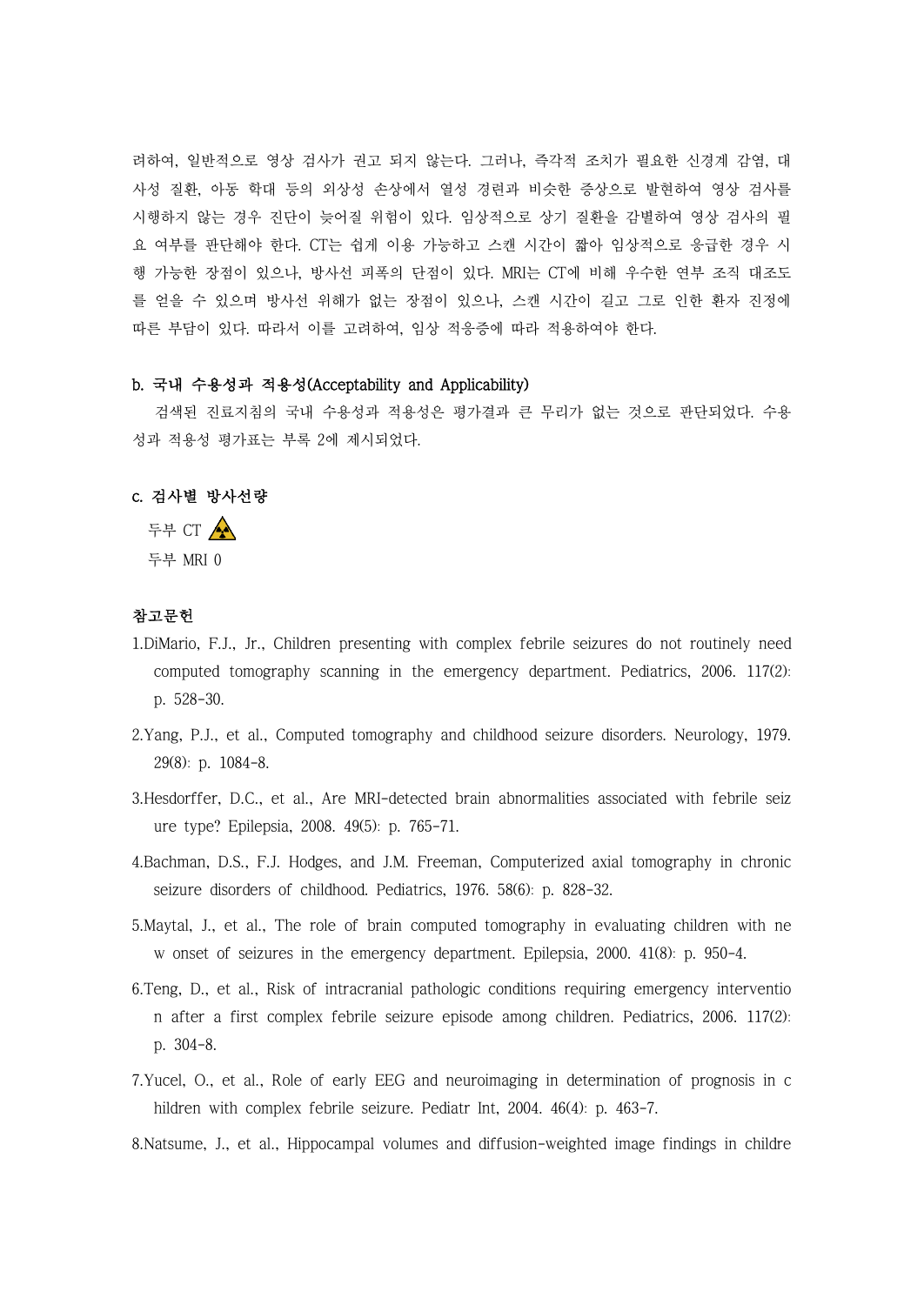려하여, 일반적으로 영상 검사가 권고 되지 않는다. 그러나, 즉각적 조치가 필요한 신경계 감염, 대사성 질환, 아동 학대 등의 외상성 손상에서 열성 경련과 비슷한 증상으로 발현하여 영상 검사를 시행하지 않는 경우 진단이 늦어질 위험이 있다. 임상적으로 상기 질환을 감별하여 영상 검사의 필요 여부를 판단해야 한다. CT는 쉽게 이용 가능하고 스캔 시간이 짧아 임상적으로 응급한 경우 시행 가능한 장점이 있으나, 방사선 피폭의 단점이 있다. MRI는 CT에 비해 우수한 연부 조직 대조도를 얻을 수 있으며 방사선 위해가 없는 장점이 있으나, 스캔 시간이 길고 그로 인한 환자 진정에 따른 부담이 있다. 따라서 이를 고려하여, 임상 적응증에 따라 적용하여야 한다.

**b. 국내 수용성과 적용성(Acceptability and Applicability)**

검색된 진료지침의 국내 수용성과 적용성은 평가결과 큰 무리가 없는 것으로 판단되었다. 수용성과 적용성 평가표는 부록 2에 제시되었다.

**c. 검사별 방사선량**

두부 CT ☢

두부 MRI 0

**참고문헌**

1. DiMario, F.J., Jr., Children presenting with complex febrile seizures do not routinely need computed tomography scanning in the emergency department. Pediatrics, 2006. 117(2): p. 528-30.
2. Yang, P.J., et al., Computed tomography and childhood seizure disorders. Neurology, 1979. 29(8): p. 1084-8.
3. Hesdorffer, D.C., et al., Are MRI-detected brain abnormalities associated with febrile seizure type? Epilepsia, 2008. 49(5): p. 765-71.
4. Bachman, D.S., F.J. Hodges, and J.M. Freeman, Computerized axial tomography in chronic seizure disorders of childhood. Pediatrics, 1976. 58(6): p. 828-32.
5. Maytal, J., et al., The role of brain computed tomography in evaluating children with new onset of seizures in the emergency department. Epilepsia, 2000. 41(8): p. 950-4.
6. Teng, D., et al., Risk of intracranial pathologic conditions requiring emergency intervention after a first complex febrile seizure episode among children. Pediatrics, 2006. 117(2): p. 304-8.
7. Yucel, O., et al., Role of early EEG and neuroimaging in determination of prognosis in children with complex febrile seizure. Pediatr Int, 2004. 46(4): p. 463-7.
8. Natsume, J., et al., Hippocampal volumes and diffusion-weighted image findings in childre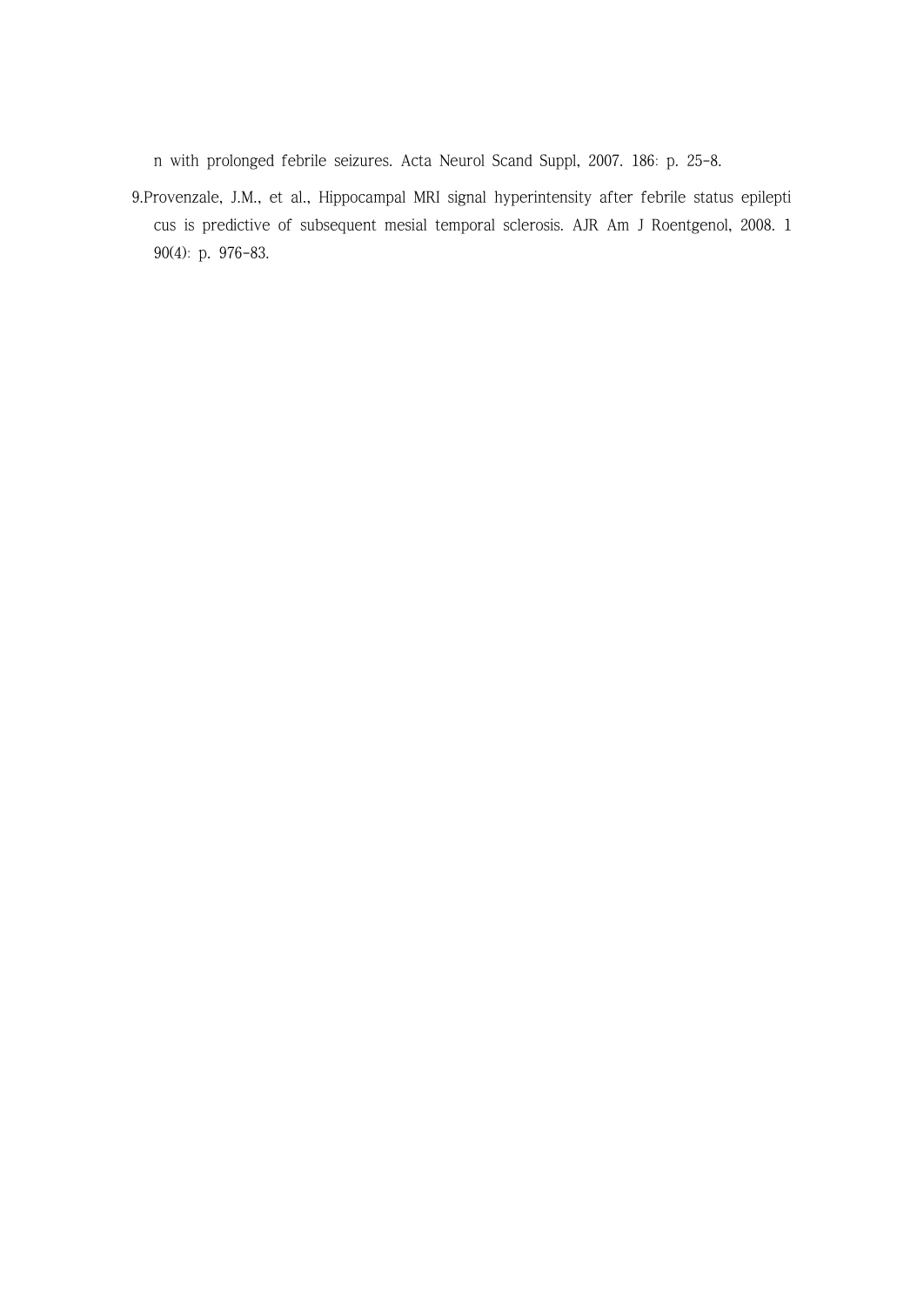n with prolonged febrile seizures. Acta Neurol Scand Suppl, 2007. 186: p. 25-8.

9. Provenzale, J.M., et al., Hippocampal MRI signal hyperintensity after febrile status epilepticus is predictive of subsequent mesial temporal sclerosis. AJR Am J Roentgenol, 2008. 190(4): p. 976-83.